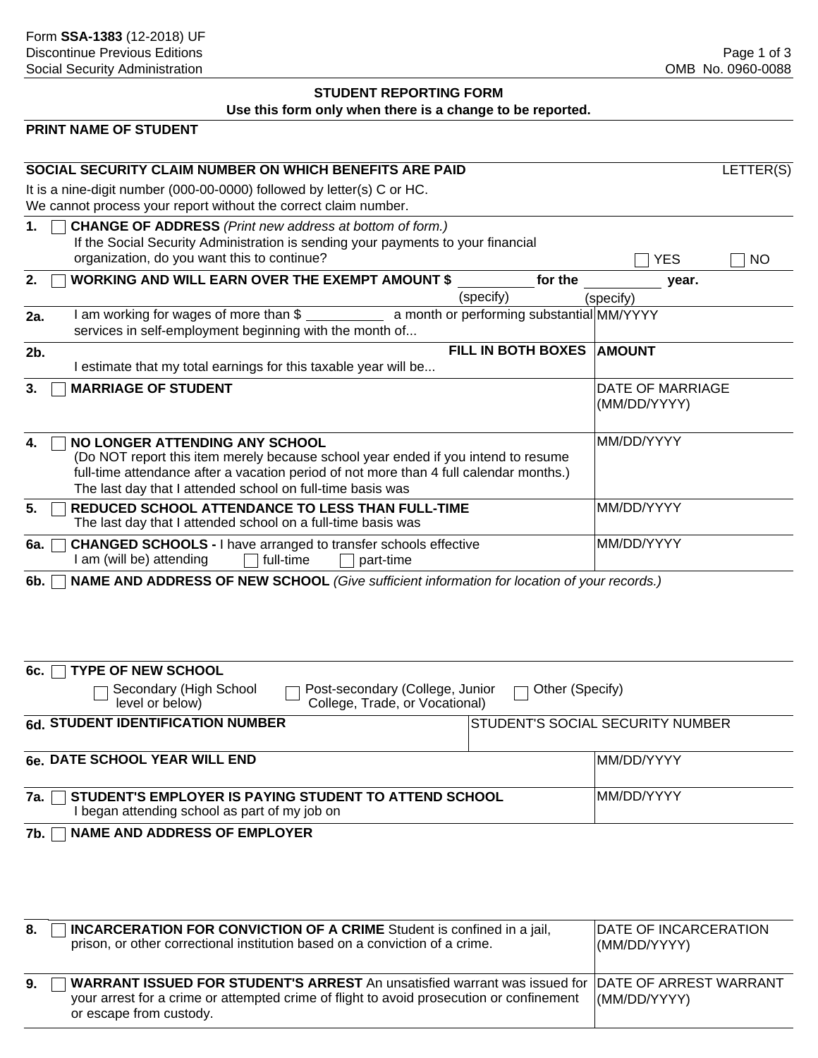Form **SSA-1383** (12-2018) UF
Discontinue Previous Editions
Social Security Administration

OMB No. 0960-0088

## STUDENT REPORTING FORM

**Use this form only when there is a change to be reported.**

**PRINT NAME OF STUDENT**

**SOCIAL SECURITY CLAIM NUMBER ON WHICH BENEFITS ARE PAID** | LETTER(S)

It is a nine-digit number (000-00-0000) followed by letter(s) C or HC.
We cannot process your report without the correct claim number.

**1.** ☐ **CHANGE OF ADDRESS** *(Print new address at bottom of form.)*
If the Social Security Administration is sending your payments to your financial organization, do you want this to continue? ☐ YES ☐ NO

**2.** ☐ **WORKING AND WILL EARN OVER THE EXEMPT AMOUNT $ ________ for the ________ year.**
(specify) (specify)

| | | |
|---|---|---|
| **2a.** | I am working for wages of more than $ ________ a month or performing substantial services in self-employment beginning with the month of... | MM/YYYY |
| **2b.** | **FILL IN BOTH BOXES** I estimate that my total earnings for this taxable year will be... | **AMOUNT** |
| **3.** | ☐ **MARRIAGE OF STUDENT** | DATE OF MARRIAGE (MM/DD/YYYY) |
| **4.** | ☐ **NO LONGER ATTENDING ANY SCHOOL** (Do NOT report this item merely because school year ended if you intend to resume full-time attendance after a vacation period of not more than 4 full calendar months.) The last day that I attended school on full-time basis was | MM/DD/YYYY |
| **5.** | ☐ **REDUCED SCHOOL ATTENDANCE TO LESS THAN FULL-TIME** The last day that I attended school on a full-time basis was | MM/DD/YYYY |
| **6a.** | ☐ **CHANGED SCHOOLS -** I have arranged to transfer schools effective I am (will be) attending ☐ full-time ☐ part-time | MM/DD/YYYY |

**6b.** ☐ **NAME AND ADDRESS OF NEW SCHOOL** *(Give sufficient information for location of your records.)*

**6c.** ☐ **TYPE OF NEW SCHOOL**
☐ Secondary (High School level or below) ☐ Post-secondary (College, Junior College, Trade, or Vocational) ☐ Other (Specify)

| | |
|---|---|
| **6d. STUDENT IDENTIFICATION NUMBER** | STUDENT'S SOCIAL SECURITY NUMBER |

| | |
|---|---|
| **6e. DATE SCHOOL YEAR WILL END** | MM/DD/YYYY |
| **7a.** ☐ **STUDENT'S EMPLOYER IS PAYING STUDENT TO ATTEND SCHOOL** I began attending school as part of my job on | MM/DD/YYYY |

**7b.** ☐ **NAME AND ADDRESS OF EMPLOYER**

| | | |
|---|---|---|
| **8.** | ☐ **INCARCERATION FOR CONVICTION OF A CRIME** Student is confined in a jail, prison, or other correctional institution based on a conviction of a crime. | DATE OF INCARCERATION (MM/DD/YYYY) |
| **9.** | ☐ **WARRANT ISSUED FOR STUDENT'S ARREST** An unsatisfied warrant was issued for your arrest for a crime or attempted crime of flight to avoid prosecution or confinement or escape from custody. | DATE OF ARREST WARRANT (MM/DD/YYYY) |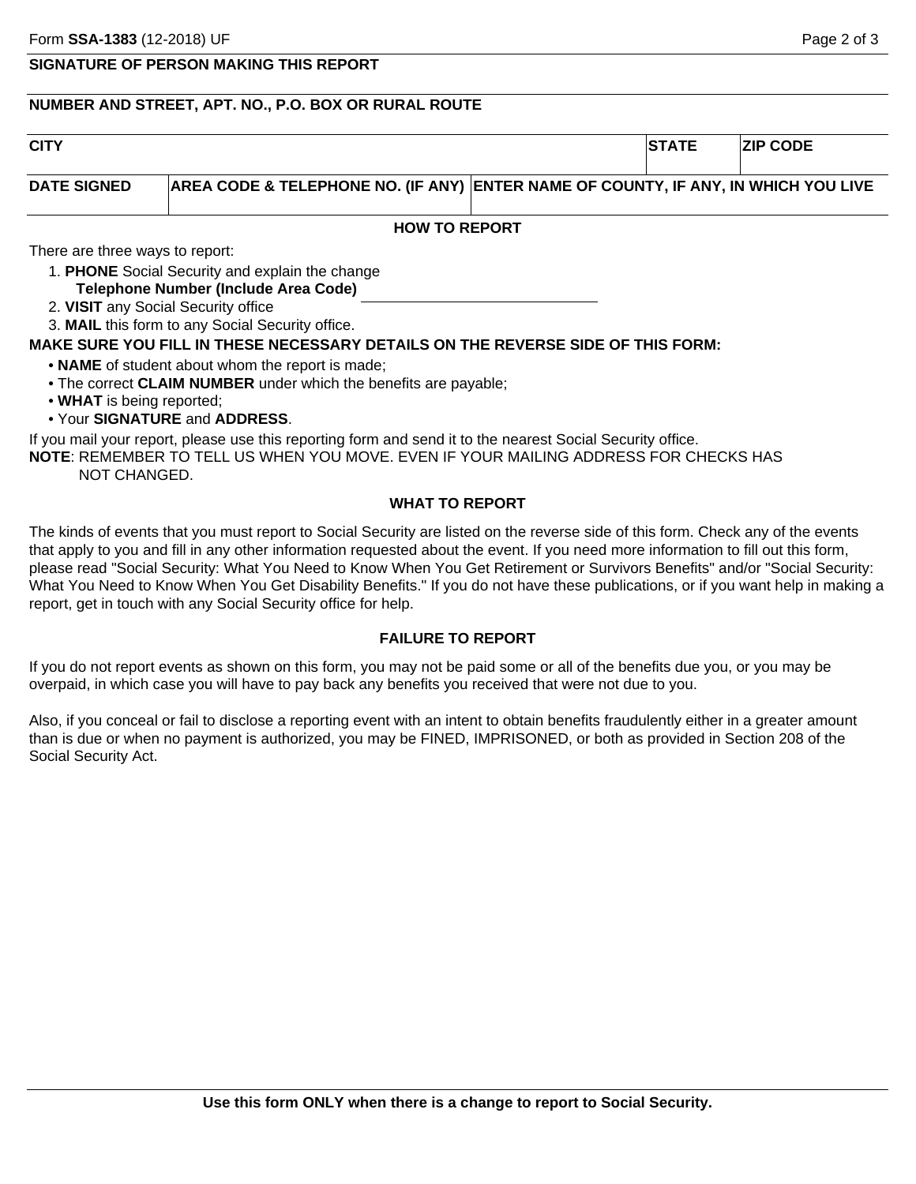**SIGNATURE OF PERSON MAKING THIS REPORT**

**NUMBER AND STREET, APT. NO., P.O. BOX OR RURAL ROUTE**

| CITY | | STATE | ZIP CODE |
|---|---|---|---|
| | | | |

| DATE SIGNED | AREA CODE & TELEPHONE NO. (IF ANY) | ENTER NAME OF COUNTY, IF ANY, IN WHICH YOU LIVE |
|---|---|---|
| | | |

## HOW TO REPORT

There are three ways to report:

1. **PHONE** Social Security and explain the change
   **Telephone Number (Include Area Code)** ______________________
2. **VISIT** any Social Security office
3. **MAIL** this form to any Social Security office.

**MAKE SURE YOU FILL IN THESE NECESSARY DETAILS ON THE REVERSE SIDE OF THIS FORM:**

- **NAME** of student about whom the report is made;
- The correct **CLAIM NUMBER** under which the benefits are payable;
- **WHAT** is being reported;
- Your **SIGNATURE** and **ADDRESS**.

If you mail your report, please use this reporting form and send it to the nearest Social Security office.

**NOTE**: REMEMBER TO TELL US WHEN YOU MOVE. EVEN IF YOUR MAILING ADDRESS FOR CHECKS HAS NOT CHANGED.

## WHAT TO REPORT

The kinds of events that you must report to Social Security are listed on the reverse side of this form. Check any of the events that apply to you and fill in any other information requested about the event. If you need more information to fill out this form, please read "Social Security: What You Need to Know When You Get Retirement or Survivors Benefits" and/or "Social Security: What You Need to Know When You Get Disability Benefits." If you do not have these publications, or if you want help in making a report, get in touch with any Social Security office for help.

## FAILURE TO REPORT

If you do not report events as shown on this form, you may not be paid some or all of the benefits due you, or you may be overpaid, in which case you will have to pay back any benefits you received that were not due to you.

Also, if you conceal or fail to disclose a reporting event with an intent to obtain benefits fraudulently either in a greater amount than is due or when no payment is authorized, you may be FINED, IMPRISONED, or both as provided in Section 208 of the Social Security Act.

**Use this form ONLY when there is a change to report to Social Security.**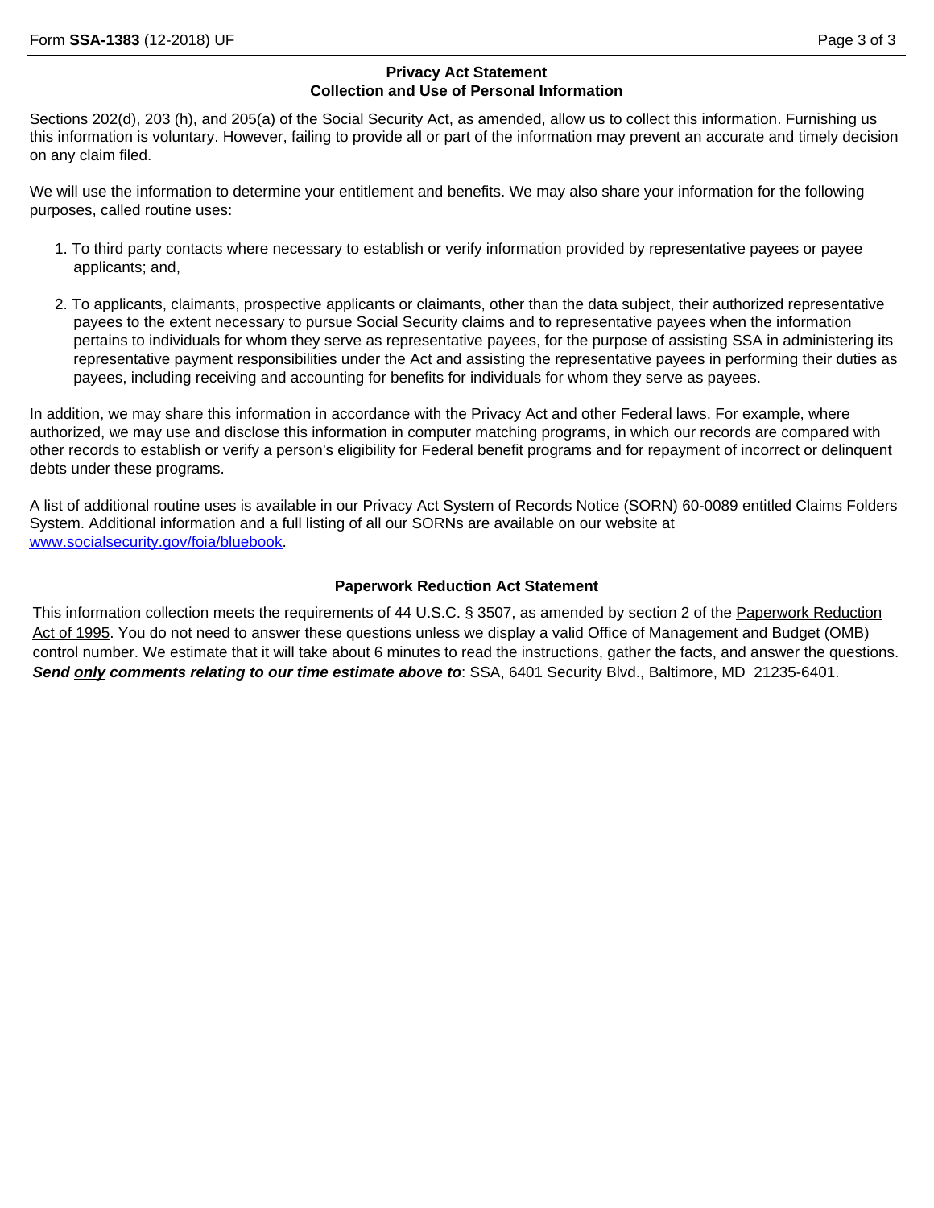## Privacy Act Statement
## Collection and Use of Personal Information

Sections 202(d), 203 (h), and 205(a) of the Social Security Act, as amended, allow us to collect this information. Furnishing us this information is voluntary. However, failing to provide all or part of the information may prevent an accurate and timely decision on any claim filed.

We will use the information to determine your entitlement and benefits. We may also share your information for the following purposes, called routine uses:

1. To third party contacts where necessary to establish or verify information provided by representative payees or payee applicants; and,

2. To applicants, claimants, prospective applicants or claimants, other than the data subject, their authorized representative payees to the extent necessary to pursue Social Security claims and to representative payees when the information pertains to individuals for whom they serve as representative payees, for the purpose of assisting SSA in administering its representative payment responsibilities under the Act and assisting the representative payees in performing their duties as payees, including receiving and accounting for benefits for individuals for whom they serve as payees.

In addition, we may share this information in accordance with the Privacy Act and other Federal laws. For example, where authorized, we may use and disclose this information in computer matching programs, in which our records are compared with other records to establish or verify a person's eligibility for Federal benefit programs and for repayment of incorrect or delinquent debts under these programs.

A list of additional routine uses is available in our Privacy Act System of Records Notice (SORN) 60-0089 entitled Claims Folders System. Additional information and a full listing of all our SORNs are available on our website at www.socialsecurity.gov/foia/bluebook.

## Paperwork Reduction Act Statement

This information collection meets the requirements of 44 U.S.C. § 3507, as amended by section 2 of the Paperwork Reduction Act of 1995. You do not need to answer these questions unless we display a valid Office of Management and Budget (OMB) control number. We estimate that it will take about 6 minutes to read the instructions, gather the facts, and answer the questions. ***Send only comments relating to our time estimate above to***: SSA, 6401 Security Blvd., Baltimore, MD 21235-6401.